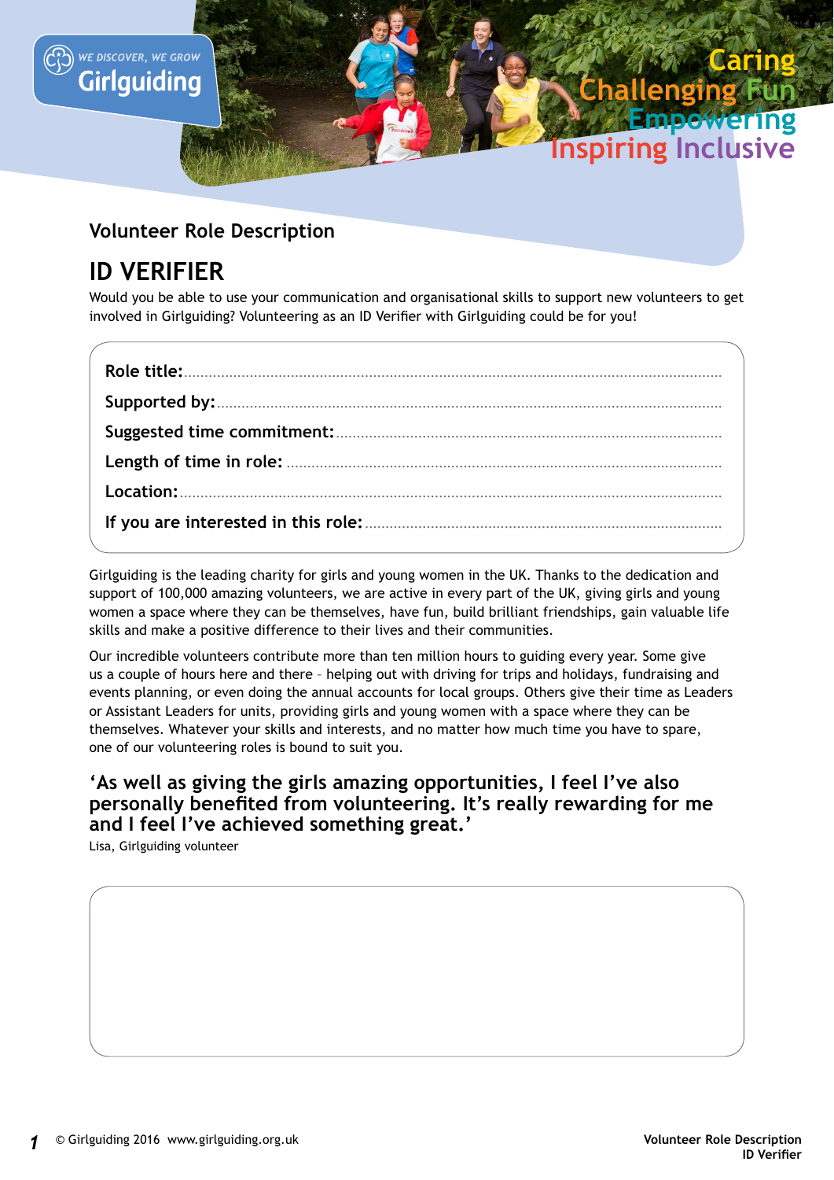WE DISCOVER, WE GROW

Girlguiding

Caring
Challenging Fun
Empowering
Inspiring Inclusive

Volunteer Role Description

# ID VERIFIER

Would you be able to use your communication and organisational skills to support new volunteers to get involved in Girlguiding? Volunteering as an ID Verifier with Girlguiding could be for you!

**Role title:**.......................................................................................................................

**Supported by:**..................................................................................................................

**Suggested time commitment:**.............................................................................................

**Length of time in role:** ......................................................................................................

**Location:**...........................................................................................................................

**If you are interested in this role:**.........................................................................................

Girlguiding is the leading charity for girls and young women in the UK. Thanks to the dedication and support of 100,000 amazing volunteers, we are active in every part of the UK, giving girls and young women a space where they can be themselves, have fun, build brilliant friendships, gain valuable life skills and make a positive difference to their lives and their communities.

Our incredible volunteers contribute more than ten million hours to guiding every year. Some give us a couple of hours here and there – helping out with driving for trips and holidays, fundraising and events planning, or even doing the annual accounts for local groups. Others give their time as Leaders or Assistant Leaders for units, providing girls and young women with a space where they can be themselves. Whatever your skills and interests, and no matter how much time you have to spare, one of our volunteering roles is bound to suit you.

**'As well as giving the girls amazing opportunities, I feel I've also personally benefited from volunteering. It's really rewarding for me and I feel I've achieved something great.'**

Lisa, Girlguiding volunteer

© Girlguiding 2016 www.girlguiding.org.uk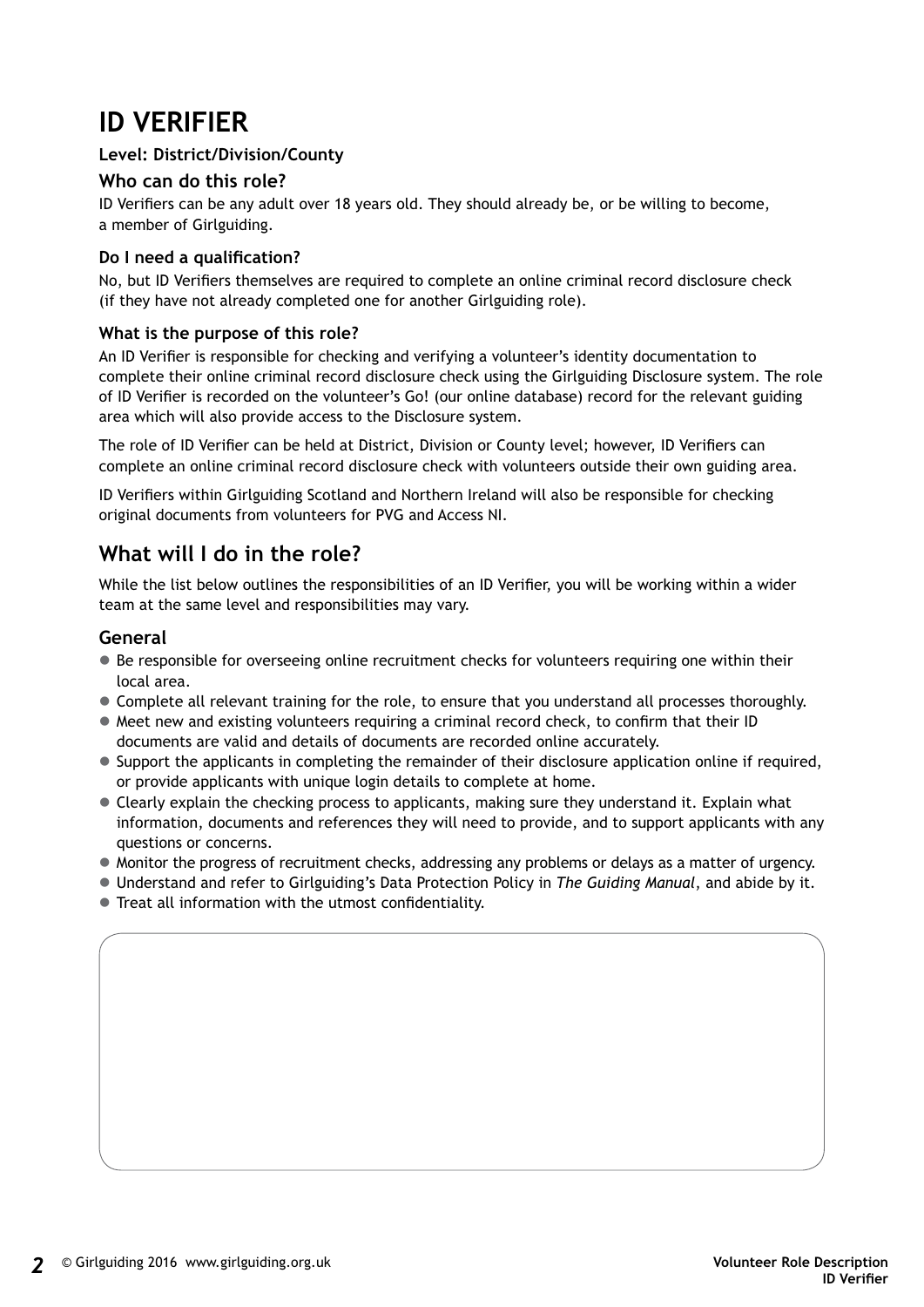# ID VERIFIER

**Level: District/Division/County**

### Who can do this role?

ID Verifiers can be any adult over 18 years old. They should already be, or be willing to become, a member of Girlguiding.

#### Do I need a qualification?

No, but ID Verifiers themselves are required to complete an online criminal record disclosure check (if they have not already completed one for another Girlguiding role).

#### What is the purpose of this role?

An ID Verifier is responsible for checking and verifying a volunteer's identity documentation to complete their online criminal record disclosure check using the Girlguiding Disclosure system. The role of ID Verifier is recorded on the volunteer's Go! (our online database) record for the relevant guiding area which will also provide access to the Disclosure system.

The role of ID Verifier can be held at District, Division or County level; however, ID Verifiers can complete an online criminal record disclosure check with volunteers outside their own guiding area.

ID Verifiers within Girlguiding Scotland and Northern Ireland will also be responsible for checking original documents from volunteers for PVG and Access NI.

## What will I do in the role?

While the list below outlines the responsibilities of an ID Verifier, you will be working within a wider team at the same level and responsibilities may vary.

### General

- Be responsible for overseeing online recruitment checks for volunteers requiring one within their local area.
- Complete all relevant training for the role, to ensure that you understand all processes thoroughly.
- Meet new and existing volunteers requiring a criminal record check, to confirm that their ID documents are valid and details of documents are recorded online accurately.
- Support the applicants in completing the remainder of their disclosure application online if required, or provide applicants with unique login details to complete at home.
- Clearly explain the checking process to applicants, making sure they understand it. Explain what information, documents and references they will need to provide, and to support applicants with any questions or concerns.
- Monitor the progress of recruitment checks, addressing any problems or delays as a matter of urgency.
- Understand and refer to Girlguiding's Data Protection Policy in *The Guiding Manual*, and abide by it.
- Treat all information with the utmost confidentiality.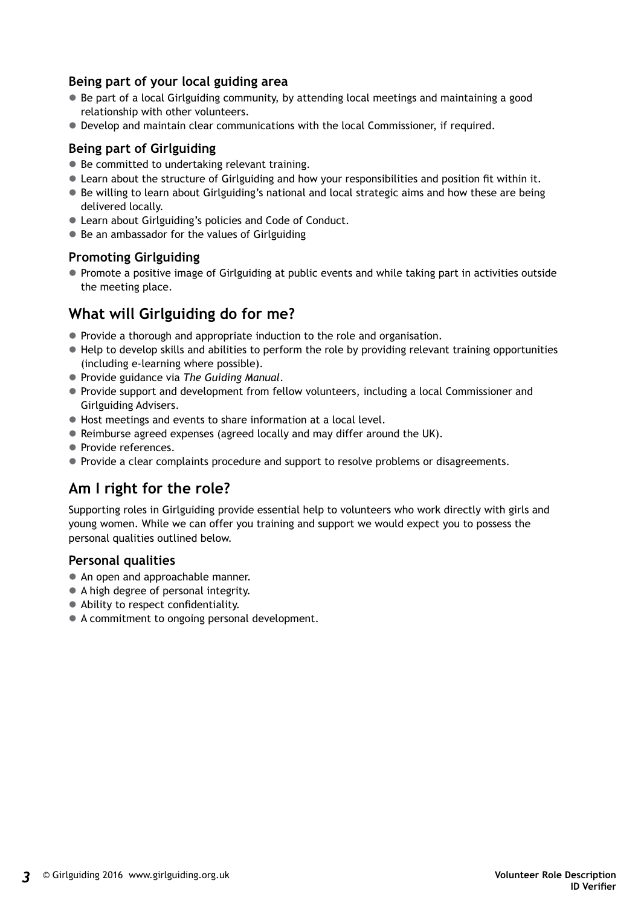### Being part of your local guiding area

- Be part of a local Girlguiding community, by attending local meetings and maintaining a good relationship with other volunteers.
- Develop and maintain clear communications with the local Commissioner, if required.

### Being part of Girlguiding

- Be committed to undertaking relevant training.
- Learn about the structure of Girlguiding and how your responsibilities and position fit within it.
- Be willing to learn about Girlguiding's national and local strategic aims and how these are being delivered locally.
- Learn about Girlguiding's policies and Code of Conduct.
- Be an ambassador for the values of Girlguiding

### Promoting Girlguiding

- Promote a positive image of Girlguiding at public events and while taking part in activities outside the meeting place.

## What will Girlguiding do for me?

- Provide a thorough and appropriate induction to the role and organisation.
- Help to develop skills and abilities to perform the role by providing relevant training opportunities (including e-learning where possible).
- Provide guidance via *The Guiding Manual*.
- Provide support and development from fellow volunteers, including a local Commissioner and Girlguiding Advisers.
- Host meetings and events to share information at a local level.
- Reimburse agreed expenses (agreed locally and may differ around the UK).
- Provide references.
- Provide a clear complaints procedure and support to resolve problems or disagreements.

## Am I right for the role?

Supporting roles in Girlguiding provide essential help to volunteers who work directly with girls and young women. While we can offer you training and support we would expect you to possess the personal qualities outlined below.

### Personal qualities

- An open and approachable manner.
- A high degree of personal integrity.
- Ability to respect confidentiality.
- A commitment to ongoing personal development.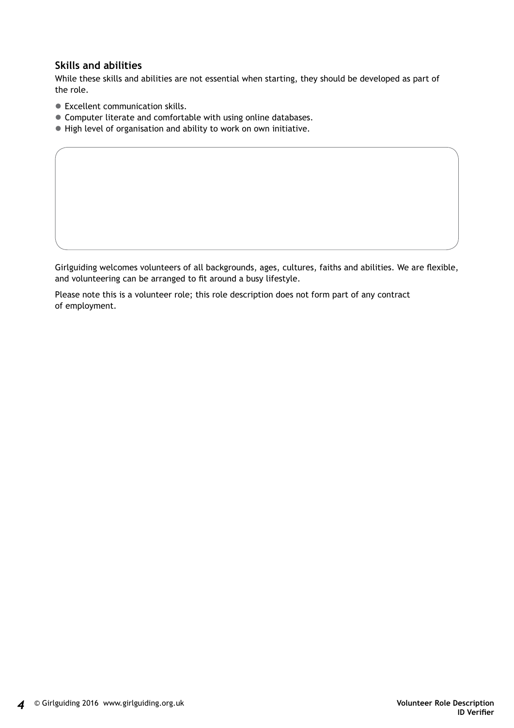## Skills and abilities

While these skills and abilities are not essential when starting, they should be developed as part of the role.

- Excellent communication skills.
- Computer literate and comfortable with using online databases.
- High level of organisation and ability to work on own initiative.

Girlguiding welcomes volunteers of all backgrounds, ages, cultures, faiths and abilities. We are flexible, and volunteering can be arranged to fit around a busy lifestyle.

Please note this is a volunteer role; this role description does not form part of any contract of employment.